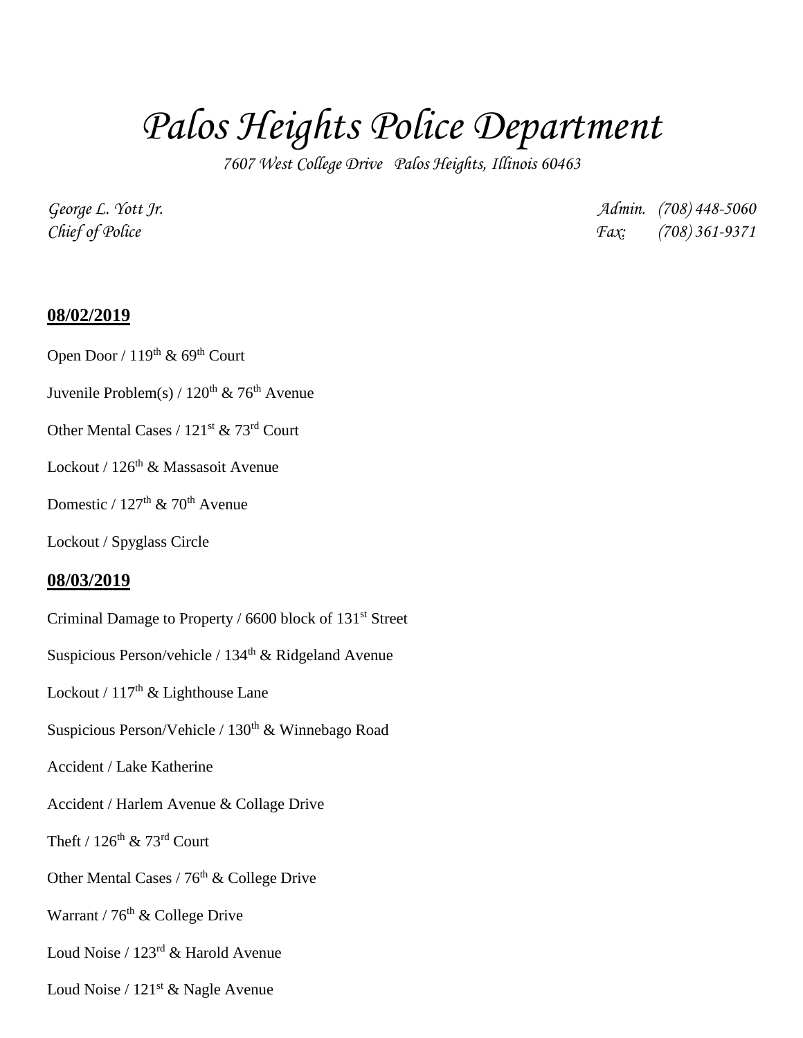# Palos Heights Police Department

*7607 West College Drive   Palos Heights, Illinois 60463*

*George L. Yott Jr.*  
*Chief of Police*

*Admin. (708) 448-5060*  
*Fax: (708) 361-9371*

**08/02/2019**

Open Door / 119th & 69th Court

Juvenile Problem(s) / 120th & 76th Avenue

Other Mental Cases / 121st & 73rd Court

Lockout / 126th & Massasoit Avenue

Domestic / 127th & 70th Avenue

Lockout / Spyglass Circle

**08/03/2019**

Criminal Damage to Property / 6600 block of 131st Street

Suspicious Person/vehicle / 134th & Ridgeland Avenue

Lockout / 117th & Lighthouse Lane

Suspicious Person/Vehicle / 130th & Winnebago Road

Accident / Lake Katherine

Accident / Harlem Avenue & Collage Drive

Theft / 126th & 73rd Court

Other Mental Cases / 76th & College Drive

Warrant / 76th & College Drive

Loud Noise / 123rd & Harold Avenue

Loud Noise / 121st & Nagle Avenue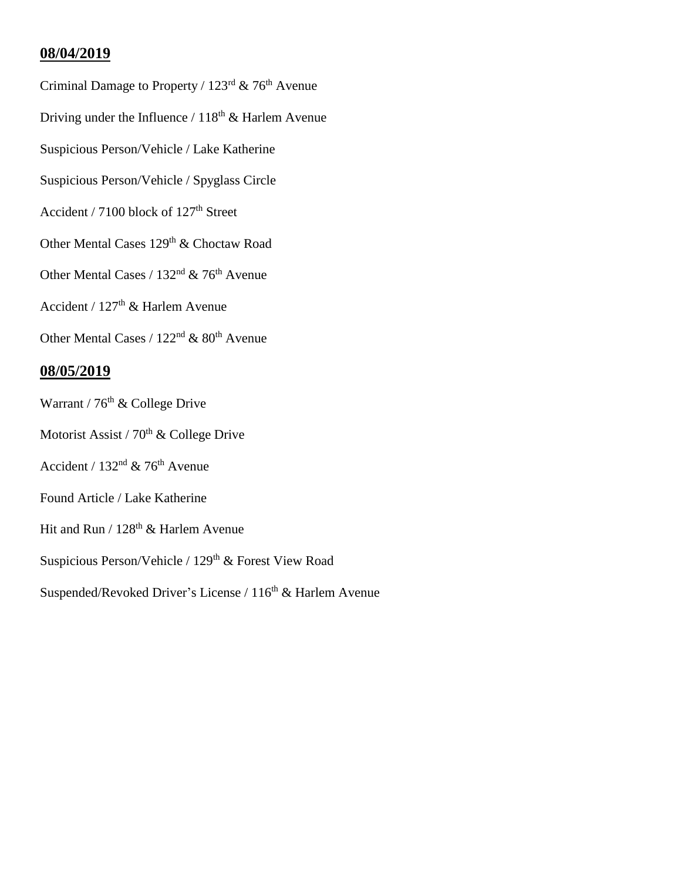**08/04/2019**

Criminal Damage to Property / 123rd & 76th Avenue

Driving under the Influence / 118th & Harlem Avenue

Suspicious Person/Vehicle / Lake Katherine

Suspicious Person/Vehicle / Spyglass Circle

Accident / 7100 block of 127th Street

Other Mental Cases 129th & Choctaw Road

Other Mental Cases / 132nd & 76th Avenue

Accident / 127th & Harlem Avenue

Other Mental Cases / 122nd & 80th Avenue

**08/05/2019**

Warrant / 76th & College Drive

Motorist Assist / 70th & College Drive

Accident / 132nd & 76th Avenue

Found Article / Lake Katherine

Hit and Run / 128th & Harlem Avenue

Suspicious Person/Vehicle / 129th & Forest View Road

Suspended/Revoked Driver's License / 116th & Harlem Avenue